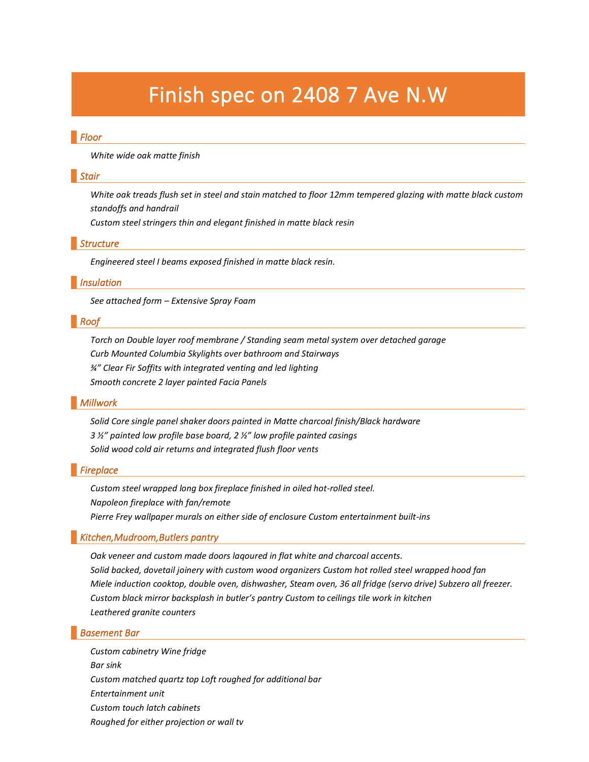# Finish spec on 2408 7 Ave N.W

## *Floor*

*White wide oak matte finish*

## *Stair*

*White oak treads flush set in steel and stain matched to floor 12mm tempered glazing with matte black custom standoffs and handrail*

*Custom steel stringers thin and elegant finished in matte black resin*

## *Structure*

*Engineered steel I beams exposed finished in matte black resin.*

## *Insulation*

*See attached form – Extensive Spray Foam*

## *Roof*

*Torch on Double layer roof membrane / Standing seam metal system over detached garage*

*Curb Mounted Columbia Skylights over bathroom and Stairways*

*¾" Clear Fir Soffits with integrated venting and led lighting*

*Smooth concrete 2 layer painted Facia Panels*

## *Millwork*

*Solid Core single panel shaker doors painted in Matte charcoal finish/Black hardware*

*3 ½" painted low profile base board, 2 ½" low profile painted casings*

*Solid wood cold air returns and integrated flush floor vents*

## *Fireplace*

*Custom steel wrapped long box fireplace finished in oiled hot-rolled steel.*

*Napoleon fireplace with fan/remote*

*Pierre Frey wallpaper murals on either side of enclosure Custom entertainment built-ins*

## *Kitchen,Mudroom,Butlers pantry*

*Oak veneer and custom made doors laqoured in flat white and charcoal accents.*

*Solid backed, dovetail joinery with custom wood organizers Custom hot rolled steel wrapped hood fan*

*Miele induction cooktop, double oven, dishwasher, Steam oven, 36 all fridge (servo drive) Subzero all freezer.*

*Custom black mirror backsplash in butler's pantry Custom to ceilings tile work in kitchen*

*Leathered granite counters*

## *Basement Bar*

*Custom cabinetry Wine fridge*

*Bar sink*

*Custom matched quartz top Loft roughed for additional bar*

*Entertainment unit*

*Custom touch latch cabinets*

*Roughed for either projection or wall tv*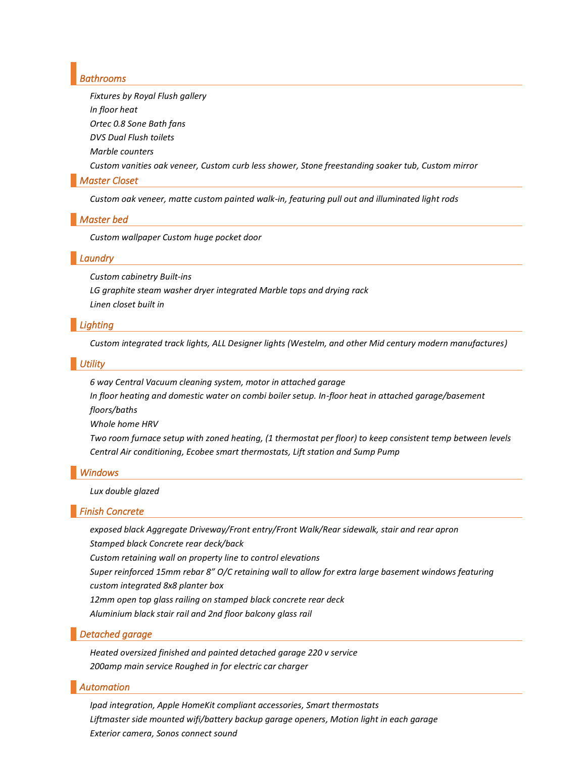## *Bathrooms*

*Fixtures by Royal Flush gallery*
*In floor heat*
*Ortec 0.8 Sone Bath fans*
*DVS Dual Flush toilets*
*Marble counters*
*Custom vanities oak veneer, Custom curb less shower, Stone freestanding soaker tub, Custom mirror*

## *Master Closet*

*Custom oak veneer, matte custom painted walk-in, featuring pull out and illuminated light rods*

## *Master bed*

*Custom wallpaper Custom huge pocket door*

## *Laundry*

*Custom cabinetry Built-ins*
*LG graphite steam washer dryer integrated Marble tops and drying rack*
*Linen closet built in*

## *Lighting*

*Custom integrated track lights, ALL Designer lights (Westelm, and other Mid century modern manufactures)*

## *Utility*

*6 way Central Vacuum cleaning system, motor in attached garage*
*In floor heating and domestic water on combi boiler setup. In-floor heat in attached garage/basement floors/baths*
*Whole home HRV*
*Two room furnace setup with zoned heating, (1 thermostat per floor) to keep consistent temp between levels*
*Central Air conditioning, Ecobee smart thermostats, Lift station and Sump Pump*

## *Windows*

*Lux double glazed*

## *Finish Concrete*

*exposed black Aggregate Driveway/Front entry/Front Walk/Rear sidewalk, stair and rear apron*
*Stamped black Concrete rear deck/back*
*Custom retaining wall on property line to control elevations*
*Super reinforced 15mm rebar 8" O/C retaining wall to allow for extra large basement windows featuring custom integrated 8x8 planter box*
*12mm open top glass railing on stamped black concrete rear deck*
*Aluminium black stair rail and 2nd floor balcony glass rail*

## *Detached garage*

*Heated oversized finished and painted detached garage 220 v service*
*200amp main service Roughed in for electric car charger*

## *Automation*

*Ipad integration, Apple HomeKit compliant accessories, Smart thermostats*
*Liftmaster side mounted wifi/battery backup garage openers, Motion light in each garage*
*Exterior camera, Sonos connect sound*